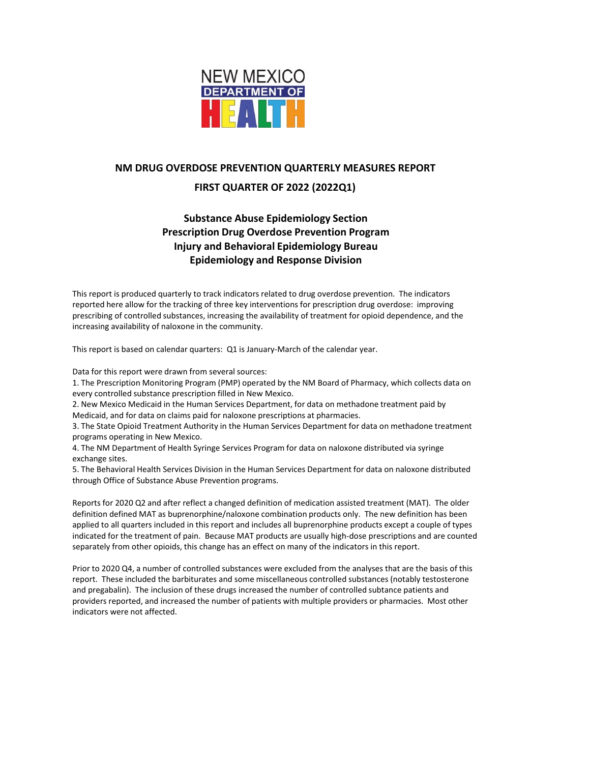NEW MEXICO DEPARTMENT OF HEALTH

# NM DRUG OVERDOSE PREVENTION QUARTERLY MEASURES REPORT

# FIRST QUARTER OF 2022 (2022Q1)

## Substance Abuse Epidemiology Section
## Prescription Drug Overdose Prevention Program
## Injury and Behavioral Epidemiology Bureau
## Epidemiology and Response Division

This report is produced quarterly to track indicators related to drug overdose prevention. The indicators reported here allow for the tracking of three key interventions for prescription drug overdose: improving prescribing of controlled substances, increasing the availability of treatment for opioid dependence, and the increasing availability of naloxone in the community.

This report is based on calendar quarters: Q1 is January-March of the calendar year.

Data for this report were drawn from several sources:

1. The Prescription Monitoring Program (PMP) operated by the NM Board of Pharmacy, which collects data on every controlled substance prescription filled in New Mexico.
2. New Mexico Medicaid in the Human Services Department, for data on methadone treatment paid by Medicaid, and for data on claims paid for naloxone prescriptions at pharmacies.
3. The State Opioid Treatment Authority in the Human Services Department for data on methadone treatment programs operating in New Mexico.
4. The NM Department of Health Syringe Services Program for data on naloxone distributed via syringe exchange sites.
5. The Behavioral Health Services Division in the Human Services Department for data on naloxone distributed through Office of Substance Abuse Prevention programs.

Reports for 2020 Q2 and after reflect a changed definition of medication assisted treatment (MAT). The older definition defined MAT as buprenorphine/naloxone combination products only. The new definition has been applied to all quarters included in this report and includes all buprenorphine products except a couple of types indicated for the treatment of pain. Because MAT products are usually high-dose prescriptions and are counted separately from other opioids, this change has an effect on many of the indicators in this report.

Prior to 2020 Q4, a number of controlled substances were excluded from the analyses that are the basis of this report. These included the barbiturates and some miscellaneous controlled substances (notably testosterone and pregabalin). The inclusion of these drugs increased the number of controlled subtance patients and providers reported, and increased the number of patients with multiple providers or pharmacies. Most other indicators were not affected.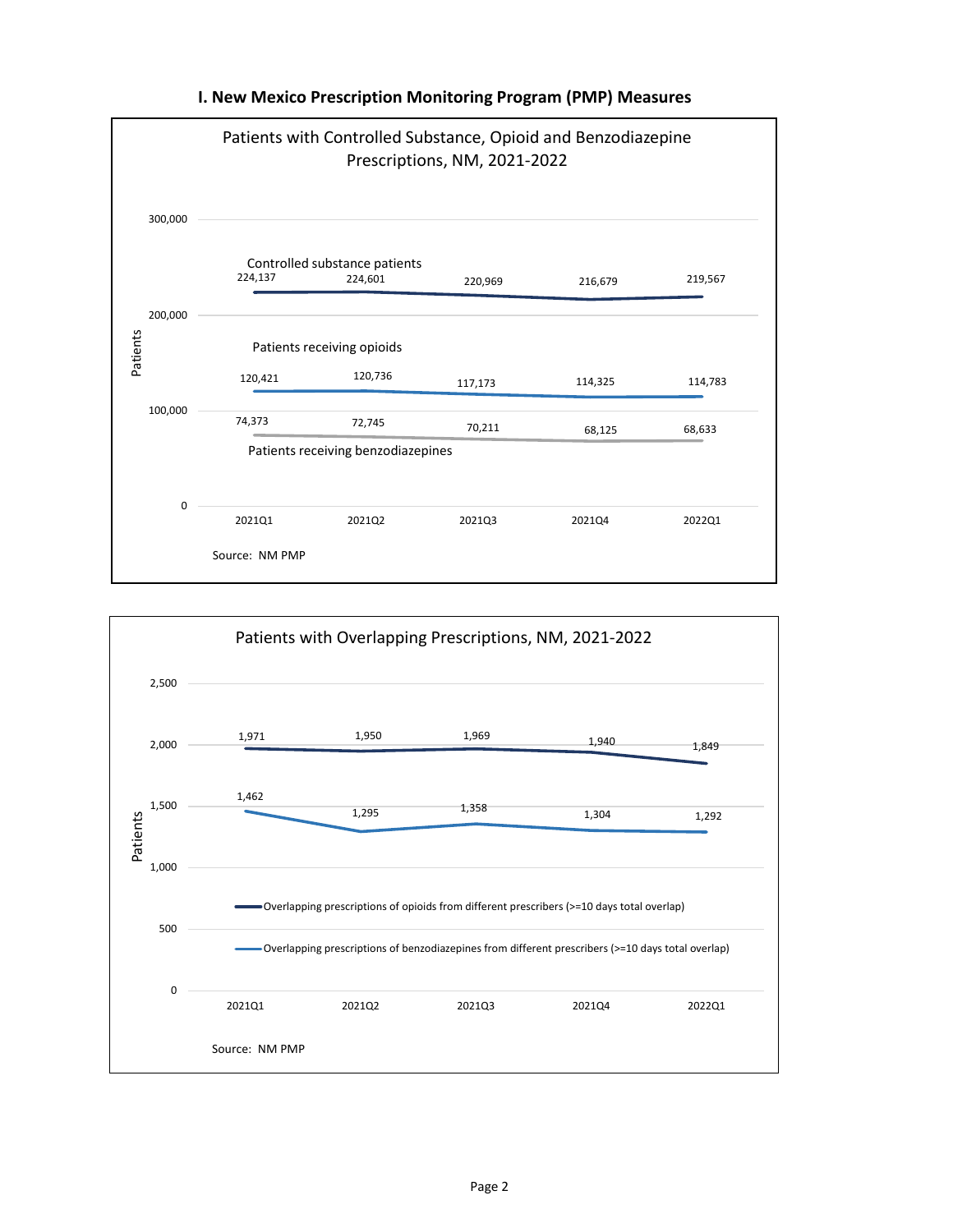## I. New Mexico Prescription Monitoring Program (PMP) Measures

**Patients with Controlled Substance, Opioid and Benzodiazepine Prescriptions, NM, 2021-2022**

| | 2021Q1 | 2021Q2 | 2021Q3 | 2021Q4 | 2022Q1 |
|---|---|---|---|---|---|
| Controlled substance patients | 224,137 | 224,601 | 220,969 | 216,679 | 219,567 |
| Patients receiving opioids | 120,421 | 120,736 | 117,173 | 114,325 | 114,783 |
| Patients receiving benzodiazepines | 74,373 | 72,745 | 70,211 | 68,125 | 68,633 |

Source: NM PMP

**Patients with Overlapping Prescriptions, NM, 2021-2022**

| | 2021Q1 | 2021Q2 | 2021Q3 | 2021Q4 | 2022Q1 |
|---|---|---|---|---|---|
| Overlapping prescriptions of opioids from different prescribers (>=10 days total overlap) | 1,971 | 1,950 | 1,969 | 1,940 | 1,849 |
| Overlapping prescriptions of benzodiazepines from different prescribers (>=10 days total overlap) | 1,462 | 1,295 | 1,358 | 1,304 | 1,292 |

Source: NM PMP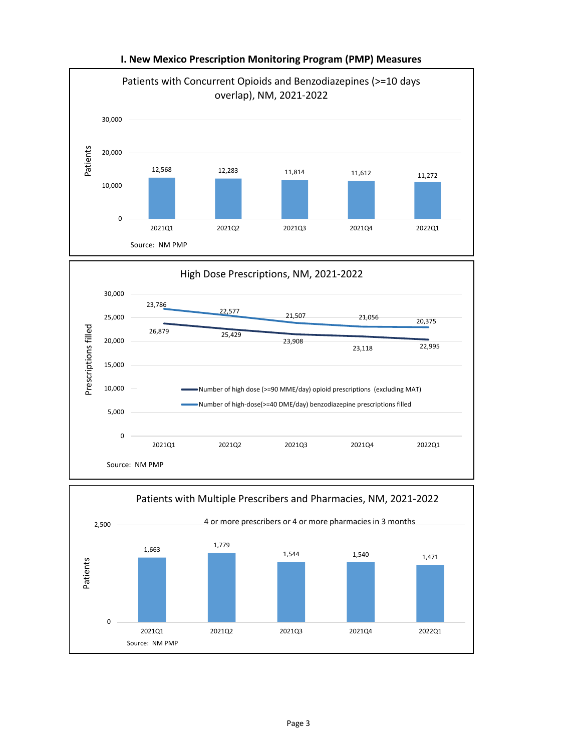## I. New Mexico Prescription Monitoring Program (PMP) Measures

### Patients with Concurrent Opioids and Benzodiazepines (>=10 days overlap), NM, 2021-2022

| Quarter | Patients |
|---|---|
| 2021Q1 | 12,568 |
| 2021Q2 | 12,283 |
| 2021Q3 | 11,814 |
| 2021Q4 | 11,612 |
| 2022Q1 | 11,272 |

Source: NM PMP

### High Dose Prescriptions, NM, 2021-2022

Prescriptions filled

| Quarter | Number of high dose (>=90 MME/day) opioid prescriptions (excluding MAT) | Number of high-dose(>=40 DME/day) benzodiazepine prescriptions filled |
|---|---|---|
| 2021Q1 | 23,786 | 26,879 |
| 2021Q2 | 22,577 | 25,429 |
| 2021Q3 | 21,507 | 23,908 |
| 2021Q4 | 21,056 | 23,118 |
| 2022Q1 | 20,375 | 22,995 |

Source: NM PMP

### Patients with Multiple Prescribers and Pharmacies, NM, 2021-2022

4 or more prescribers or 4 or more pharmacies in 3 months

| Quarter | Patients |
|---|---|
| 2021Q1 | 1,663 |
| 2021Q2 | 1,779 |
| 2021Q3 | 1,544 |
| 2021Q4 | 1,540 |
| 2022Q1 | 1,471 |

Source: NM PMP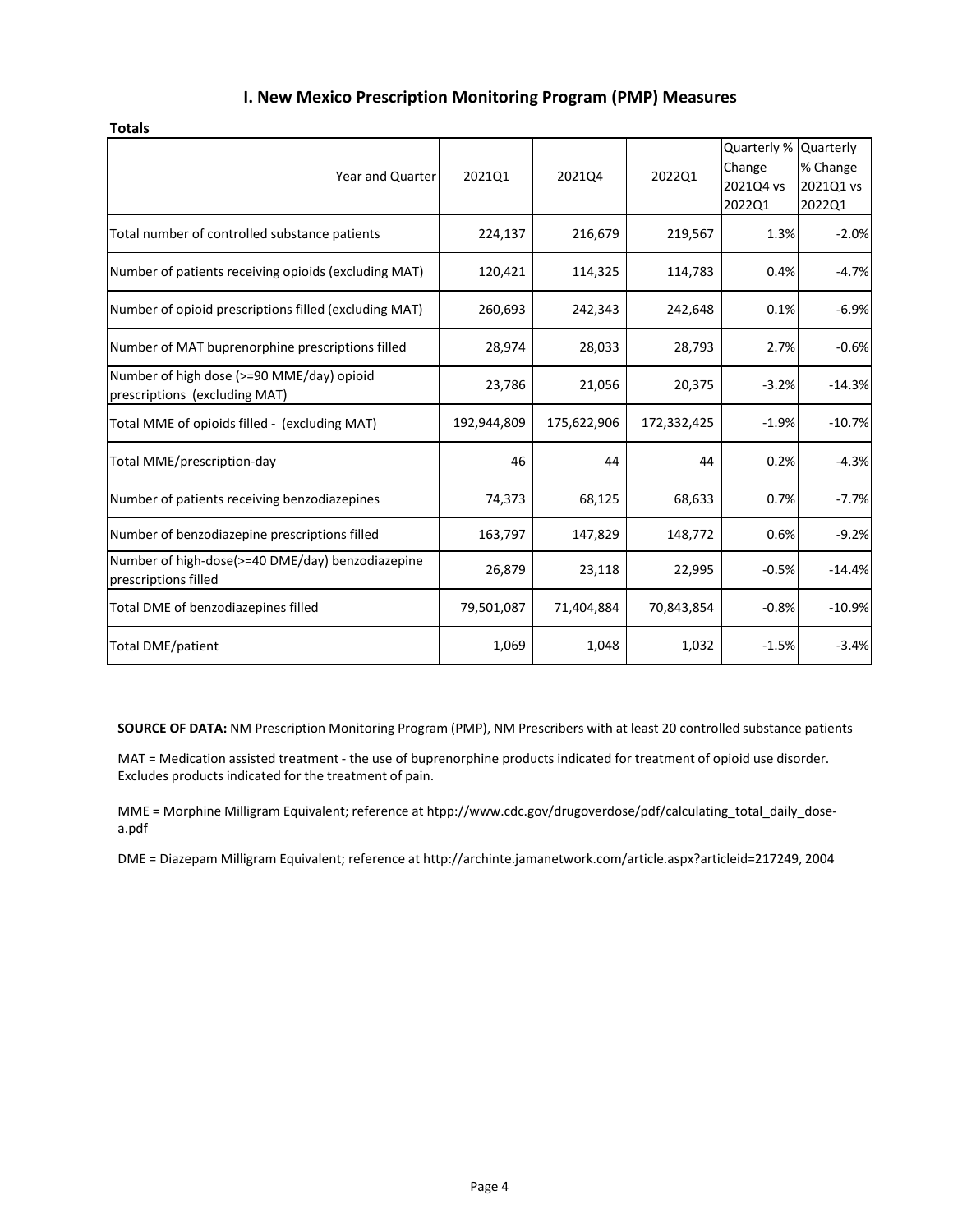# I. New Mexico Prescription Monitoring Program (PMP) Measures

**Totals**

| Year and Quarter | 2021Q1 | 2021Q4 | 2022Q1 | Quarterly % Change 2021Q4 vs 2022Q1 | Quarterly % Change 2021Q1 vs 2022Q1 |
|---|---|---|---|---|---|
| Total number of controlled substance patients | 224,137 | 216,679 | 219,567 | 1.3% | -2.0% |
| Number of patients receiving opioids (excluding MAT) | 120,421 | 114,325 | 114,783 | 0.4% | -4.7% |
| Number of opioid prescriptions filled (excluding MAT) | 260,693 | 242,343 | 242,648 | 0.1% | -6.9% |
| Number of MAT buprenorphine prescriptions filled | 28,974 | 28,033 | 28,793 | 2.7% | -0.6% |
| Number of high dose (>=90 MME/day) opioid prescriptions (excluding MAT) | 23,786 | 21,056 | 20,375 | -3.2% | -14.3% |
| Total MME of opioids filled - (excluding MAT) | 192,944,809 | 175,622,906 | 172,332,425 | -1.9% | -10.7% |
| Total MME/prescription-day | 46 | 44 | 44 | 0.2% | -4.3% |
| Number of patients receiving benzodiazepines | 74,373 | 68,125 | 68,633 | 0.7% | -7.7% |
| Number of benzodiazepine prescriptions filled | 163,797 | 147,829 | 148,772 | 0.6% | -9.2% |
| Number of high-dose(>=40 DME/day) benzodiazepine prescriptions filled | 26,879 | 23,118 | 22,995 | -0.5% | -14.4% |
| Total DME of benzodiazepines filled | 79,501,087 | 71,404,884 | 70,843,854 | -0.8% | -10.9% |
| Total DME/patient | 1,069 | 1,048 | 1,032 | -1.5% | -3.4% |

**SOURCE OF DATA:** NM Prescription Monitoring Program (PMP), NM Prescribers with at least 20 controlled substance patients

MAT = Medication assisted treatment - the use of buprenorphine products indicated for treatment of opioid use disorder. Excludes products indicated for the treatment of pain.

MME = Morphine Milligram Equivalent; reference at htpp://www.cdc.gov/drugoverdose/pdf/calculating_total_daily_dose-a.pdf

DME = Diazepam Milligram Equivalent; reference at http://archinte.jamanetwork.com/article.aspx?articleid=217249, 2004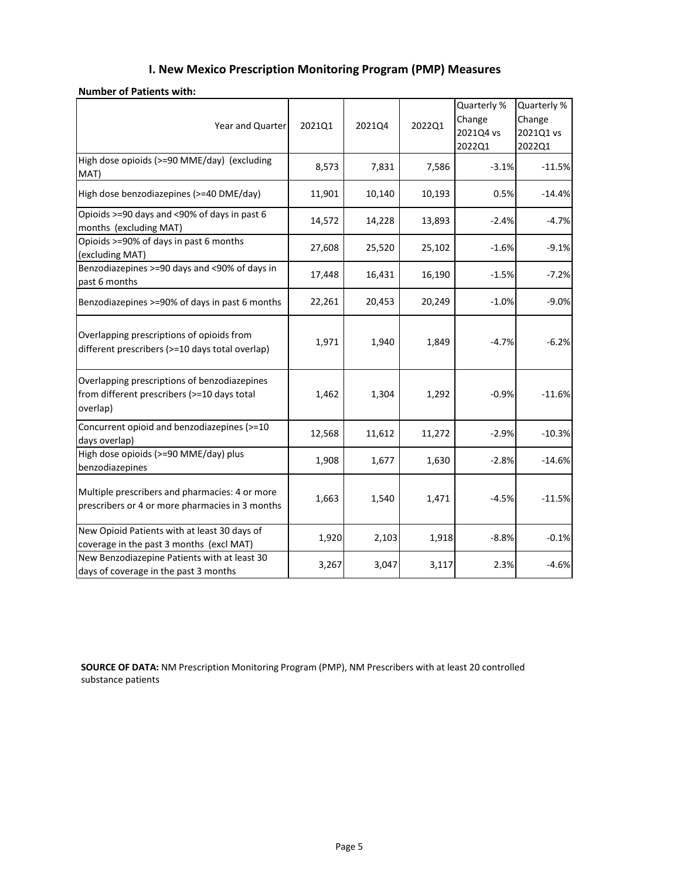## I. New Mexico Prescription Monitoring Program (PMP) Measures

**Number of Patients with:**

| Year and Quarter | 2021Q1 | 2021Q4 | 2022Q1 | Quarterly % Change 2021Q4 vs 2022Q1 | Quarterly % Change 2021Q1 vs 2022Q1 |
|---|---|---|---|---|---|
| High dose opioids (>=90 MME/day) (excluding MAT) | 8,573 | 7,831 | 7,586 | -3.1% | -11.5% |
| High dose benzodiazepines (>=40 DME/day) | 11,901 | 10,140 | 10,193 | 0.5% | -14.4% |
| Opioids >=90 days and <90% of days in past 6 months (excluding MAT) | 14,572 | 14,228 | 13,893 | -2.4% | -4.7% |
| Opioids >=90% of days in past 6 months (excluding MAT) | 27,608 | 25,520 | 25,102 | -1.6% | -9.1% |
| Benzodiazepines >=90 days and <90% of days in past 6 months | 17,448 | 16,431 | 16,190 | -1.5% | -7.2% |
| Benzodiazepines >=90% of days in past 6 months | 22,261 | 20,453 | 20,249 | -1.0% | -9.0% |
| Overlapping prescriptions of opioids from different prescribers (>=10 days total overlap) | 1,971 | 1,940 | 1,849 | -4.7% | -6.2% |
| Overlapping prescriptions of benzodiazepines from different prescribers (>=10 days total overlap) | 1,462 | 1,304 | 1,292 | -0.9% | -11.6% |
| Concurrent opioid and benzodiazepines (>=10 days overlap) | 12,568 | 11,612 | 11,272 | -2.9% | -10.3% |
| High dose opioids (>=90 MME/day) plus benzodiazepines | 1,908 | 1,677 | 1,630 | -2.8% | -14.6% |
| Multiple prescribers and pharmacies: 4 or more prescribers or 4 or more pharmacies in 3 months | 1,663 | 1,540 | 1,471 | -4.5% | -11.5% |
| New Opioid Patients with at least 30 days of coverage in the past 3 months (excl MAT) | 1,920 | 2,103 | 1,918 | -8.8% | -0.1% |
| New Benzodiazepine Patients with at least 30 days of coverage in the past 3 months | 3,267 | 3,047 | 3,117 | 2.3% | -4.6% |

**SOURCE OF DATA:** NM Prescription Monitoring Program (PMP), NM Prescribers with at least 20 controlled substance patients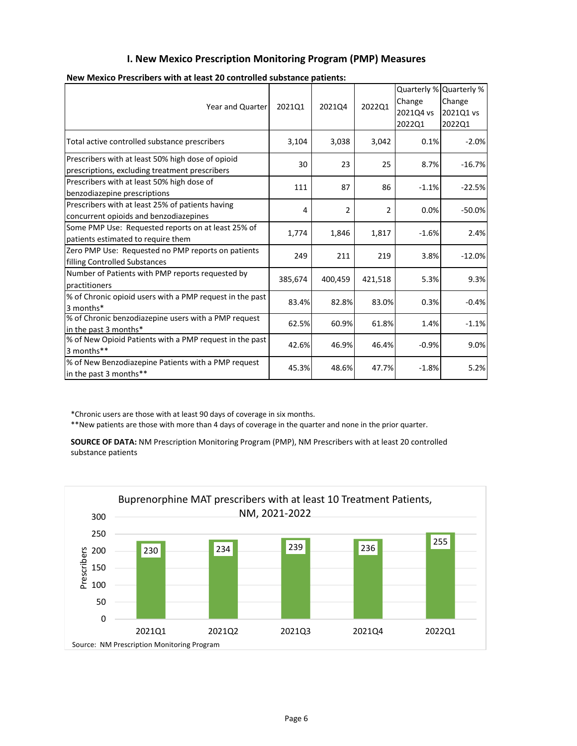## I. New Mexico Prescription Monitoring Program (PMP) Measures

**New Mexico Prescribers with at least 20 controlled substance patients:**

| Year and Quarter | 2021Q1 | 2021Q4 | 2022Q1 | Quarterly % Change 2021Q4 vs 2022Q1 | Quarterly % Change 2021Q1 vs 2022Q1 |
|---|---|---|---|---|---|
| Total active controlled substance prescribers | 3,104 | 3,038 | 3,042 | 0.1% | -2.0% |
| Prescribers with at least 50% high dose of opioid prescriptions, excluding treatment prescribers | 30 | 23 | 25 | 8.7% | -16.7% |
| Prescribers with at least 50% high dose of benzodiazepine prescriptions | 111 | 87 | 86 | -1.1% | -22.5% |
| Prescribers with at least 25% of patients having concurrent opioids and benzodiazepines | 4 | 2 | 2 | 0.0% | -50.0% |
| Some PMP Use: Requested reports on at least 25% of patients estimated to require them | 1,774 | 1,846 | 1,817 | -1.6% | 2.4% |
| Zero PMP Use: Requested no PMP reports on patients filling Controlled Substances | 249 | 211 | 219 | 3.8% | -12.0% |
| Number of Patients with PMP reports requested by practitioners | 385,674 | 400,459 | 421,518 | 5.3% | 9.3% |
| % of Chronic opioid users with a PMP request in the past 3 months* | 83.4% | 82.8% | 83.0% | 0.3% | -0.4% |
| % of Chronic benzodiazepine users with a PMP request in the past 3 months* | 62.5% | 60.9% | 61.8% | 1.4% | -1.1% |
| % of New Opioid Patients with a PMP request in the past 3 months** | 42.6% | 46.9% | 46.4% | -0.9% | 9.0% |
| % of New Benzodiazepine Patients with a PMP request in the past 3 months** | 45.3% | 48.6% | 47.7% | -1.8% | 5.2% |

*Chronic users are those with at least 90 days of coverage in six months.

**New patients are those with more than 4 days of coverage in the quarter and none in the prior quarter.

**SOURCE OF DATA:** NM Prescription Monitoring Program (PMP), NM Prescribers with at least 20 controlled substance patients

**Buprenorphine MAT prescribers with at least 10 Treatment Patients, NM, 2021-2022**

| Quarter | Prescribers |
|---|---|
| 2021Q1 | 230 |
| 2021Q2 | 234 |
| 2021Q3 | 239 |
| 2021Q4 | 236 |
| 2022Q1 | 255 |

Source: NM Prescription Monitoring Program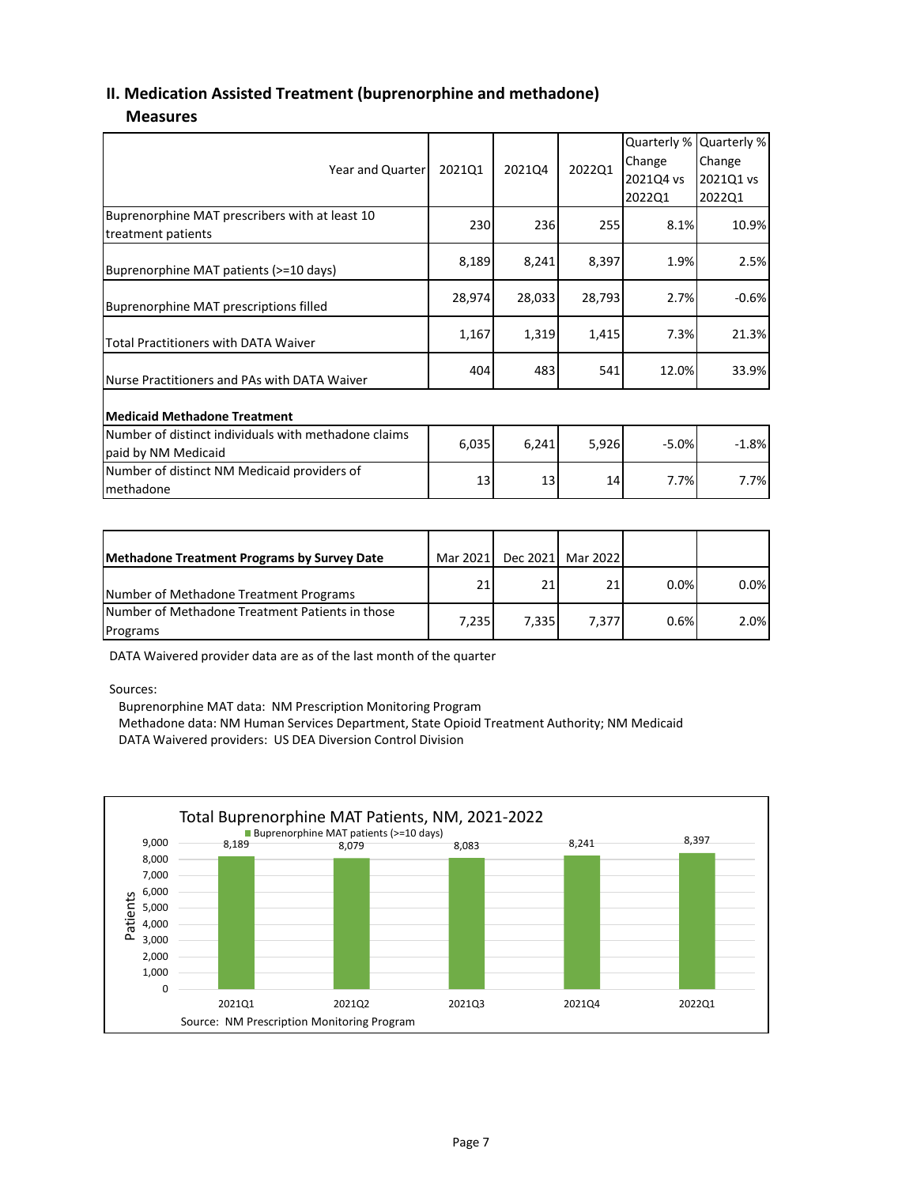## II. Medication Assisted Treatment (buprenorphine and methadone)

### Measures

| Year and Quarter | 2021Q1 | 2021Q4 | 2022Q1 | Quarterly % Change 2021Q4 vs 2022Q1 | Quarterly % Change 2021Q1 vs 2022Q1 |
|---|---|---|---|---|---|
| Buprenorphine MAT prescribers with at least 10 treatment patients | 230 | 236 | 255 | 8.1% | 10.9% |
| Buprenorphine MAT patients (>=10 days) | 8,189 | 8,241 | 8,397 | 1.9% | 2.5% |
| Buprenorphine MAT prescriptions filled | 28,974 | 28,033 | 28,793 | 2.7% | -0.6% |
| Total Practitioners with DATA Waiver | 1,167 | 1,319 | 1,415 | 7.3% | 21.3% |
| Nurse Practitioners and PAs with DATA Waiver | 404 | 483 | 541 | 12.0% | 33.9% |
| **Medicaid Methadone Treatment** | | | | | |
| Number of distinct individuals with methadone claims paid by NM Medicaid | 6,035 | 6,241 | 5,926 | -5.0% | -1.8% |
| Number of distinct NM Medicaid providers of methadone | 13 | 13 | 14 | 7.7% | 7.7% |

| **Methadone Treatment Programs by Survey Date** | Mar 2021 | Dec 2021 | Mar 2022 | | |
|---|---|---|---|---|---|
| Number of Methadone Treatment Programs | 21 | 21 | 21 | 0.0% | 0.0% |
| Number of Methadone Treatment Patients in those Programs | 7,235 | 7,335 | 7,377 | 0.6% | 2.0% |

DATA Waivered provider data are as of the last month of the quarter

Sources:

Buprenorphine MAT data: NM Prescription Monitoring Program
Methadone data: NM Human Services Department, State Opioid Treatment Authority; NM Medicaid
DATA Waivered providers: US DEA Diversion Control Division

**Total Buprenorphine MAT Patients, NM, 2021-2022**

| Quarter | Buprenorphine MAT patients (>=10 days) |
|---|---|
| 2021Q1 | 8,189 |
| 2021Q2 | 8,079 |
| 2021Q3 | 8,083 |
| 2021Q4 | 8,241 |
| 2022Q1 | 8,397 |

Source: NM Prescription Monitoring Program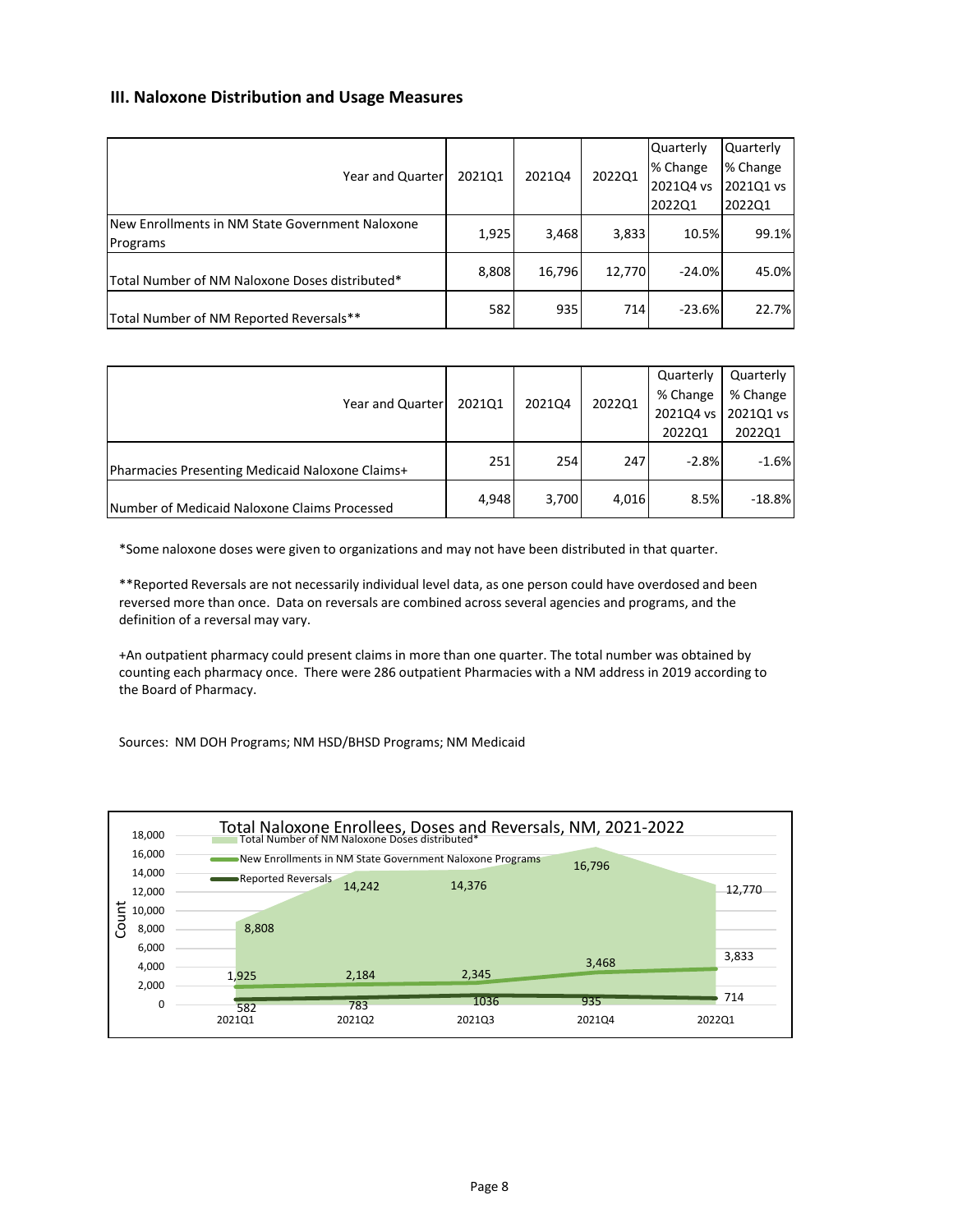### III. Naloxone Distribution and Usage Measures

| Year and Quarter | 2021Q1 | 2021Q4 | 2022Q1 | Quarterly % Change 2021Q4 vs 2022Q1 | Quarterly % Change 2021Q1 vs 2022Q1 |
|---|---|---|---|---|---|
| New Enrollments in NM State Government Naloxone Programs | 1,925 | 3,468 | 3,833 | 10.5% | 99.1% |
| Total Number of NM Naloxone Doses distributed* | 8,808 | 16,796 | 12,770 | -24.0% | 45.0% |
| Total Number of NM Reported Reversals** | 582 | 935 | 714 | -23.6% | 22.7% |

| Year and Quarter | 2021Q1 | 2021Q4 | 2022Q1 | Quarterly % Change 2021Q4 vs 2022Q1 | Quarterly % Change 2021Q1 vs 2022Q1 |
|---|---|---|---|---|---|
| Pharmacies Presenting Medicaid Naloxone Claims+ | 251 | 254 | 247 | -2.8% | -1.6% |
| Number of Medicaid Naloxone Claims Processed | 4,948 | 3,700 | 4,016 | 8.5% | -18.8% |

*Some naloxone doses were given to organizations and may not have been distributed in that quarter.

**Reported Reversals are not necessarily individual level data, as one person could have overdosed and been reversed more than once. Data on reversals are combined across several agencies and programs, and the definition of a reversal may vary.

+An outpatient pharmacy could present claims in more than one quarter. The total number was obtained by counting each pharmacy once. There were 286 outpatient Pharmacies with a NM address in 2019 according to the Board of Pharmacy.

Sources: NM DOH Programs; NM HSD/BHSD Programs; NM Medicaid

Total Naloxone Enrollees, Doses and Reversals, NM, 2021-2022

Total Number of NM Naloxone Doses distributed*

New Enrollments in NM State Government Naloxone Programs

Reported Reversals

Count

18,000
16,000
14,000
12,000
10,000
8,000
6,000
4,000
2,000
0

8,808
14,242
14,376
16,796
12,770

1,925
2,184
2,345
3,468
3,833

582
783
1036
935
714

2021Q1
2021Q2
2021Q3
2021Q4
2022Q1